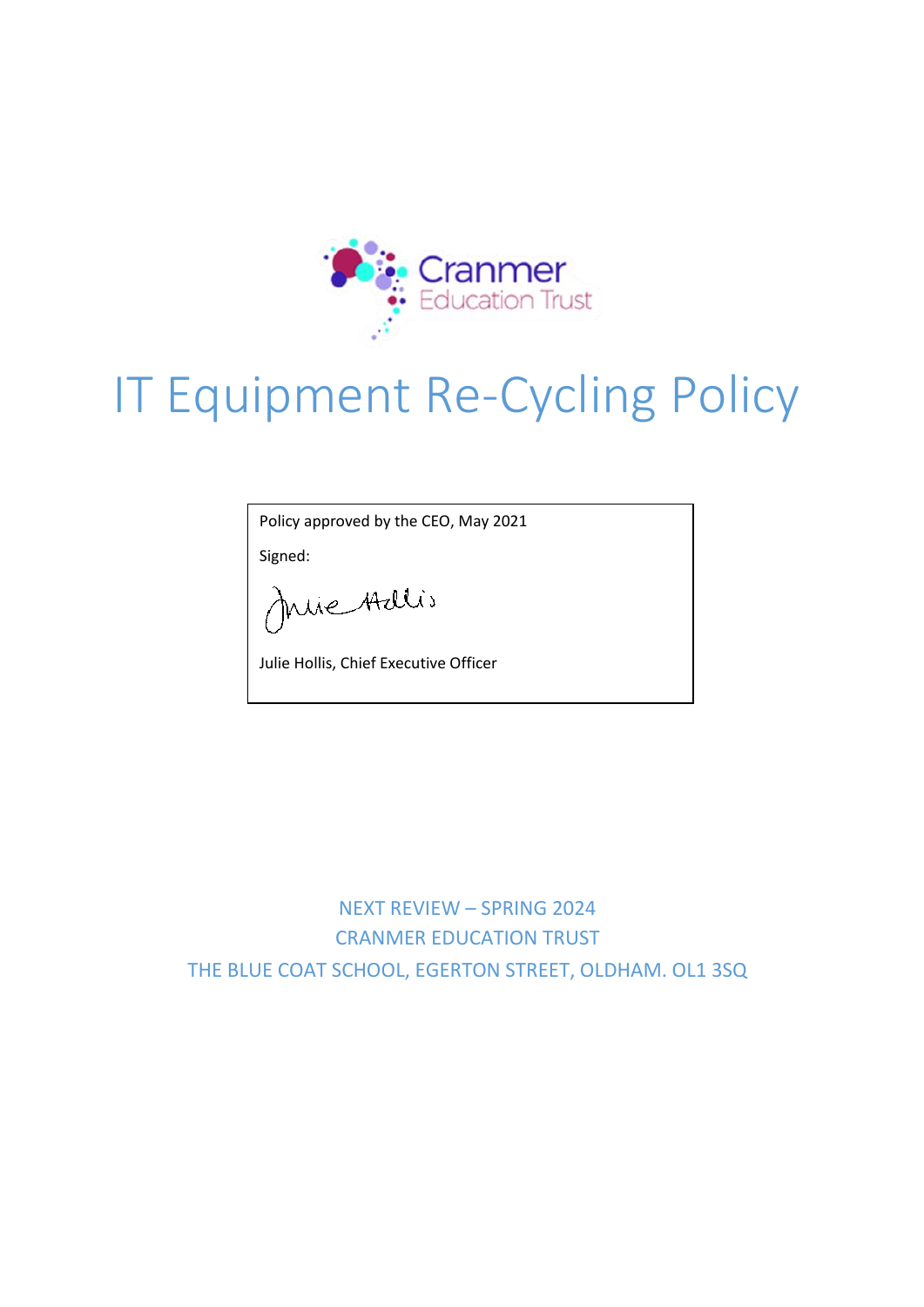Cranmer Education Trust

# IT Equipment Re-Cycling Policy

Policy approved by the CEO, May 2021

Signed:

Julie Hollis, Chief Executive Officer

NEXT REVIEW – SPRING 2024

CRANMER EDUCATION TRUST

THE BLUE COAT SCHOOL, EGERTON STREET, OLDHAM. OL1 3SQ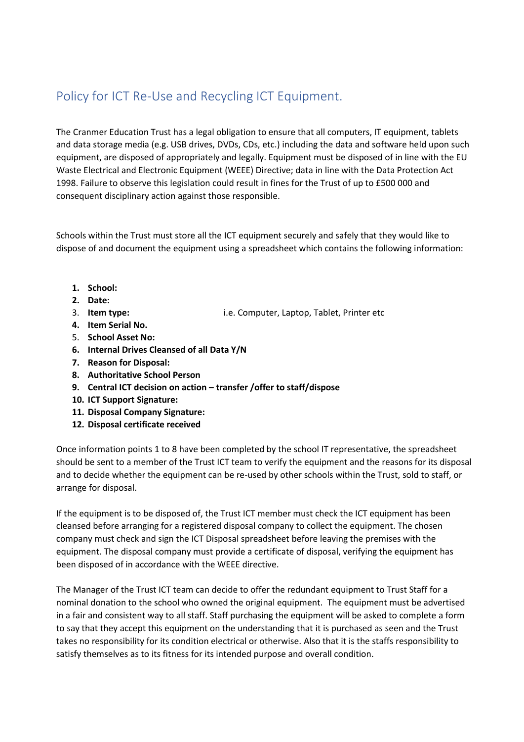## Policy for ICT Re-Use and Recycling ICT Equipment.

The Cranmer Education Trust has a legal obligation to ensure that all computers, IT equipment, tablets and data storage media (e.g. USB drives, DVDs, CDs, etc.) including the data and software held upon such equipment, are disposed of appropriately and legally. Equipment must be disposed of in line with the EU Waste Electrical and Electronic Equipment (WEEE) Directive; data in line with the Data Protection Act 1998. Failure to observe this legislation could result in fines for the Trust of up to £500 000 and consequent disciplinary action against those responsible.

Schools within the Trust must store all the ICT equipment securely and safely that they would like to dispose of and document the equipment using a spreadsheet which contains the following information:

1. **School:**
2. **Date:**
3. **Item type:** i.e. Computer, Laptop, Tablet, Printer etc
4. **Item Serial No.**
5. **School Asset No:**
6. **Internal Drives Cleansed of all Data Y/N**
7. **Reason for Disposal:**
8. **Authoritative School Person**
9. **Central ICT decision on action – transfer /offer to staff/dispose**
10. **ICT Support Signature:**
11. **Disposal Company Signature:**
12. **Disposal certificate received**

Once information points 1 to 8 have been completed by the school IT representative, the spreadsheet should be sent to a member of the Trust ICT team to verify the equipment and the reasons for its disposal and to decide whether the equipment can be re-used by other schools within the Trust, sold to staff, or arrange for disposal.

If the equipment is to be disposed of, the Trust ICT member must check the ICT equipment has been cleansed before arranging for a registered disposal company to collect the equipment. The chosen company must check and sign the ICT Disposal spreadsheet before leaving the premises with the equipment. The disposal company must provide a certificate of disposal, verifying the equipment has been disposed of in accordance with the WEEE directive.

The Manager of the Trust ICT team can decide to offer the redundant equipment to Trust Staff for a nominal donation to the school who owned the original equipment. The equipment must be advertised in a fair and consistent way to all staff. Staff purchasing the equipment will be asked to complete a form to say that they accept this equipment on the understanding that it is purchased as seen and the Trust takes no responsibility for its condition electrical or otherwise. Also that it is the staffs responsibility to satisfy themselves as to its fitness for its intended purpose and overall condition.